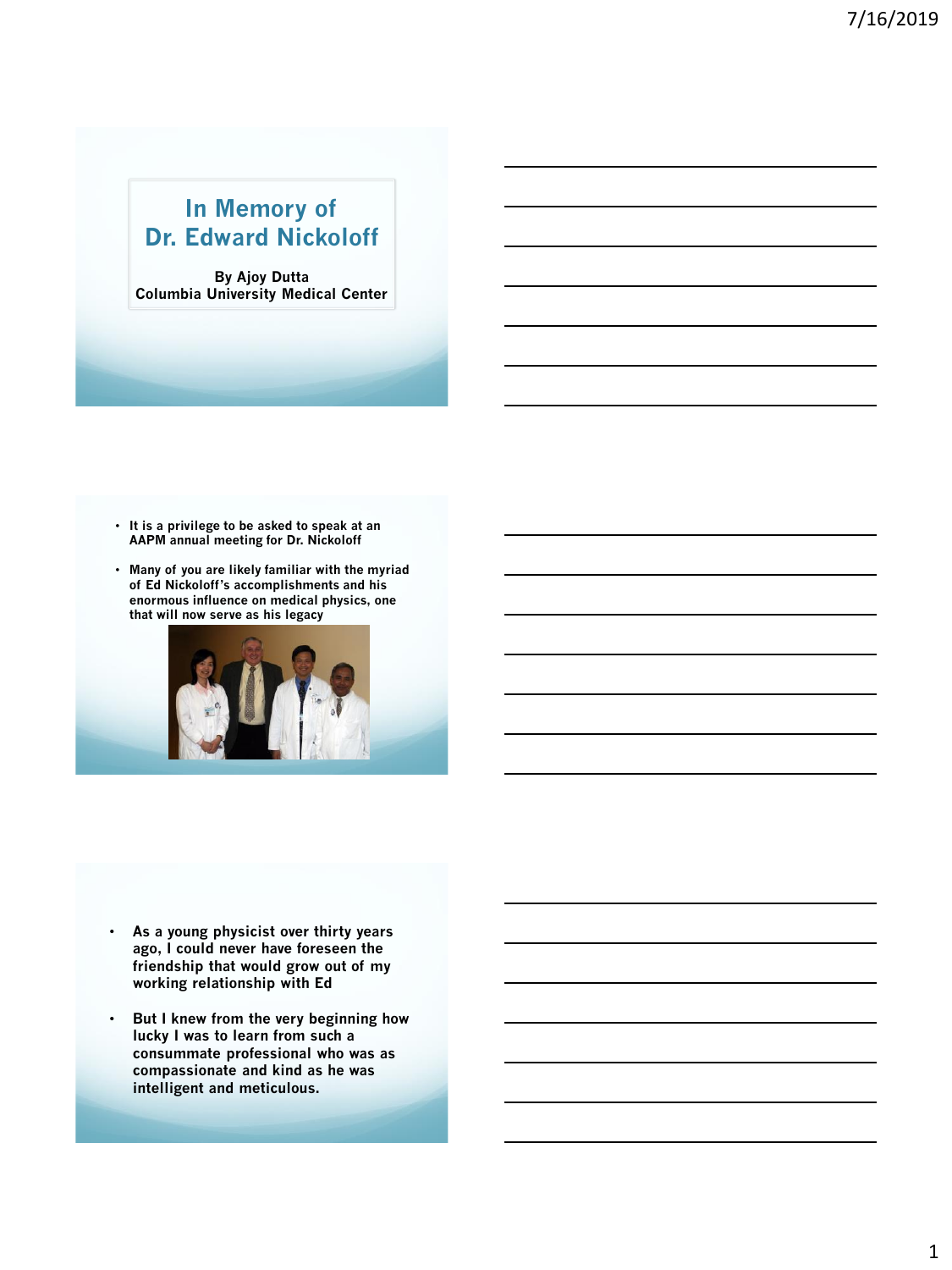# In Memory of Dr. Edward Nickoloff

**By Ajoy Dutta**
**Columbia University Medical Center**

- It is a privilege to be asked to speak at an AAPM annual meeting for Dr. Nickoloff
- Many of you are likely familiar with the myriad of Ed Nickoloff's accomplishments and his enormous influence on medical physics, one that will now serve as his legacy

- As a young physicist over thirty years ago, I could never have foreseen the friendship that would grow out of my working relationship with Ed
- But I knew from the very beginning how lucky I was to learn from such a consummate professional who was as compassionate and kind as he was intelligent and meticulous.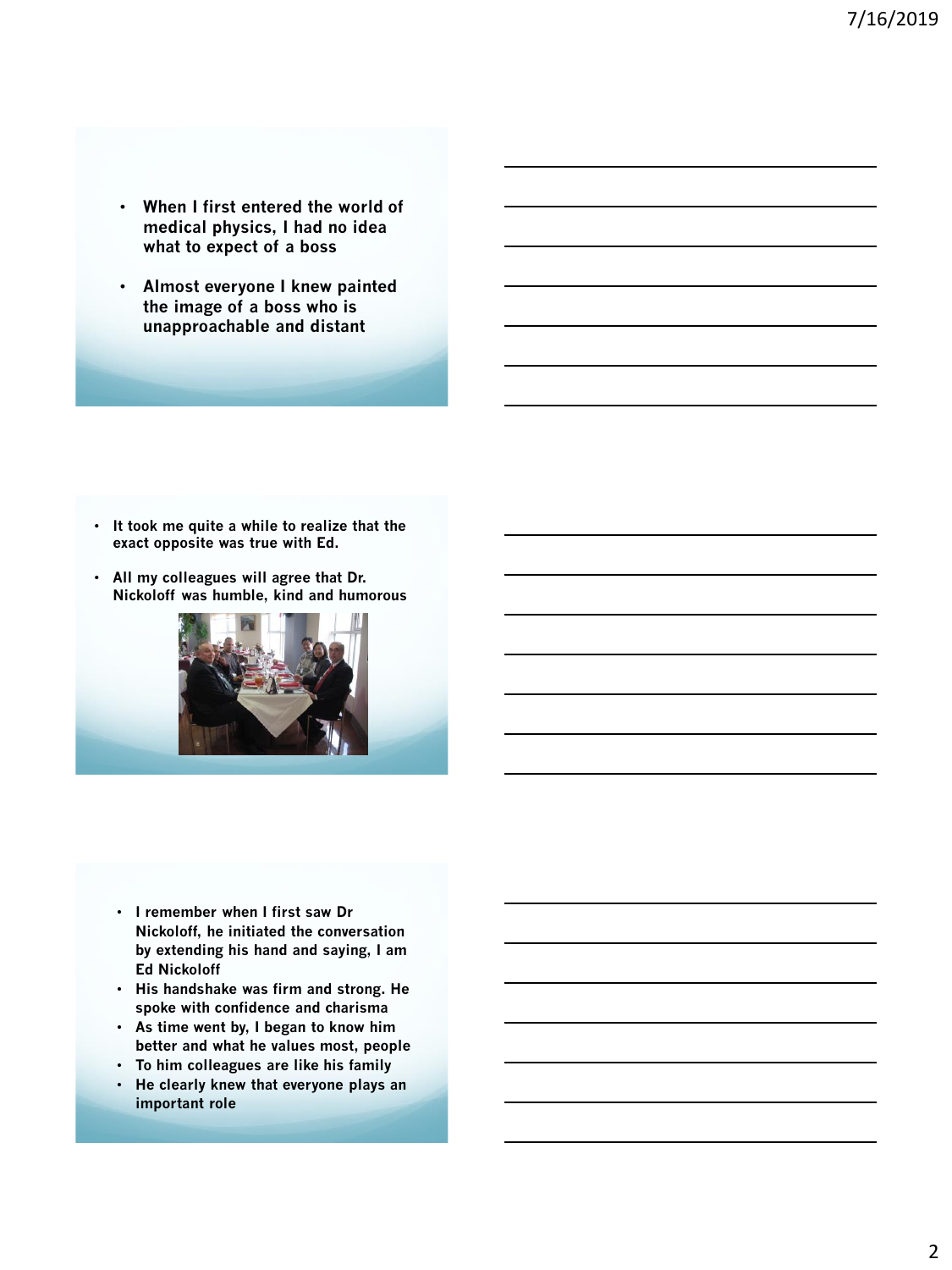- When I first entered the world of medical physics, I had no idea what to expect of a boss
- Almost everyone I knew painted the image of a boss who is unapproachable and distant

- It took me quite a while to realize that the exact opposite was true with Ed.
- All my colleagues will agree that Dr. Nickoloff was humble, kind and humorous

- I remember when I first saw Dr Nickoloff, he initiated the conversation by extending his hand and saying, I am Ed Nickoloff
- His handshake was firm and strong. He spoke with confidence and charisma
- As time went by, I began to know him better and what he values most, people
- To him colleagues are like his family
- He clearly knew that everyone plays an important role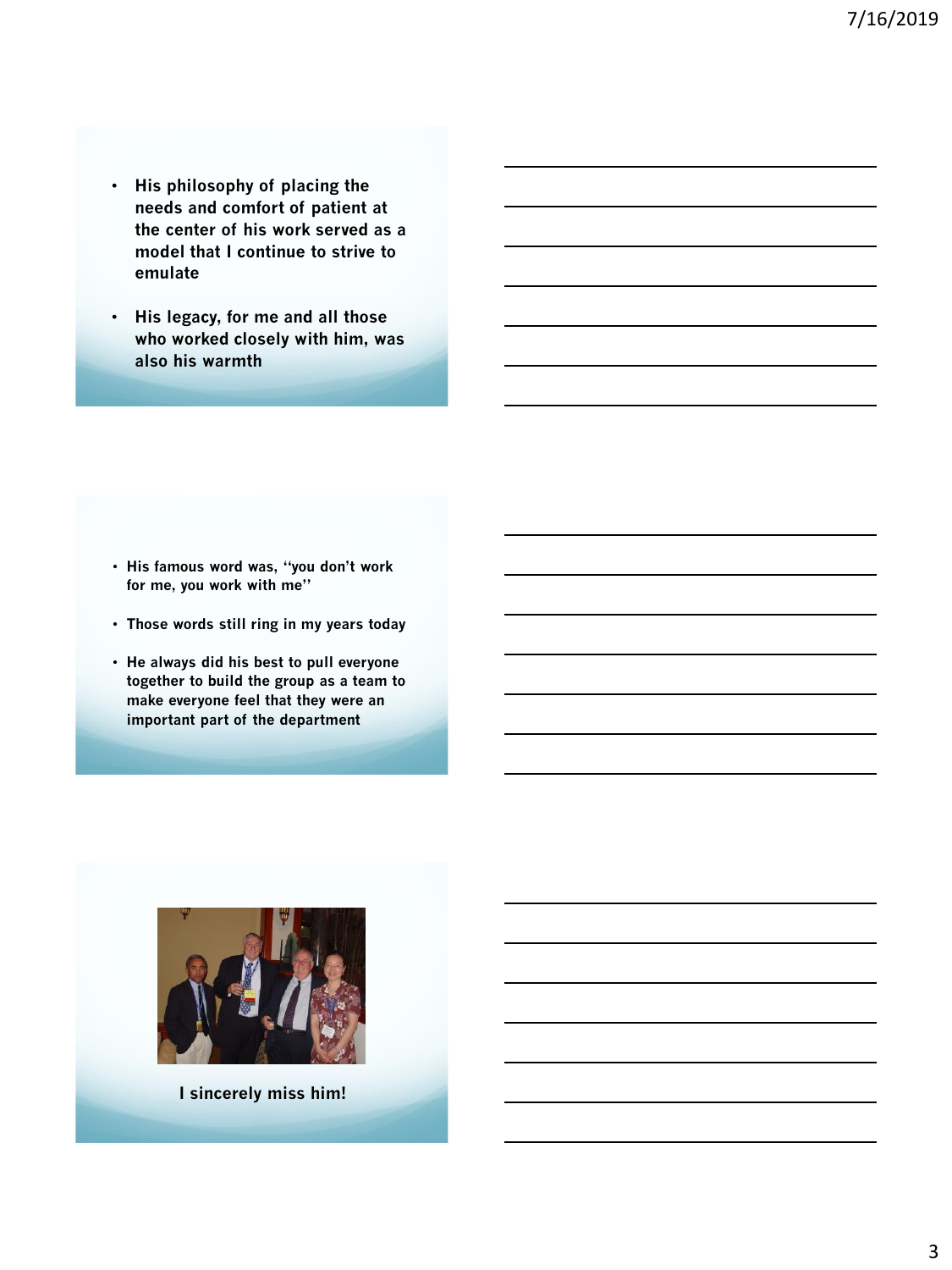- His philosophy of placing the needs and comfort of patient at the center of his work served as a model that I continue to strive to emulate
- His legacy, for me and all those who worked closely with him, was also his warmth

- His famous word was, "you don't work for me, you work with me"
- Those words still ring in my years today
- He always did his best to pull everyone together to build the group as a team to make everyone feel that they were an important part of the department

I sincerely miss him!